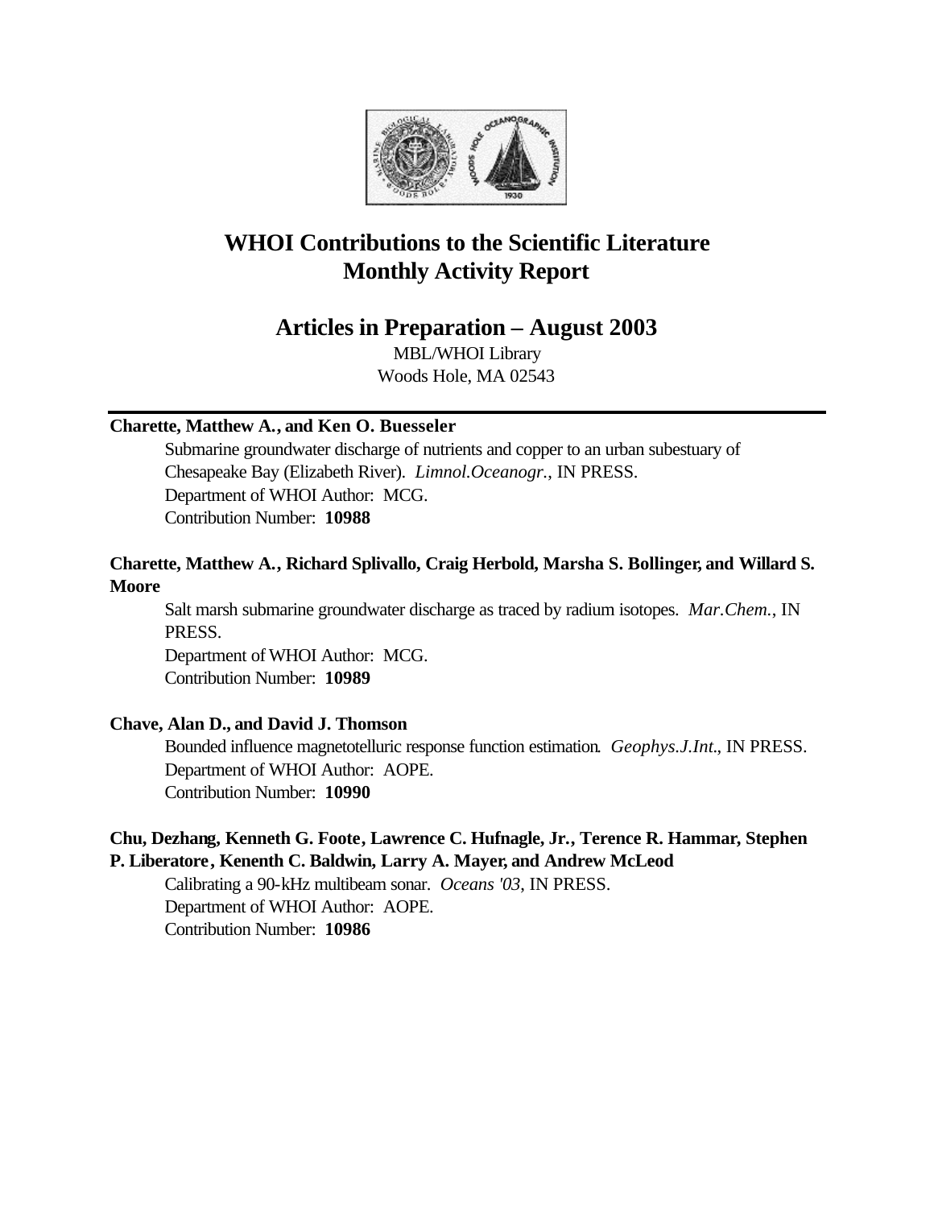# WHOI Contributions to the Scientific Literature
# Monthly Activity Report

## Articles in Preparation – August 2003

MBL/WHOI Library
Woods Hole, MA 02543

---

**Charette, Matthew A., and Ken O. Buesseler**

Submarine groundwater discharge of nutrients and copper to an urban subestuary of Chesapeake Bay (Elizabeth River). *Limnol.Oceanogr.*, IN PRESS.
Department of WHOI Author: MCG.
Contribution Number: **10988**

**Charette, Matthew A., Richard Splivallo, Craig Herbold, Marsha S. Bollinger, and Willard S. Moore**

Salt marsh submarine groundwater discharge as traced by radium isotopes. *Mar.Chem.*, IN PRESS.
Department of WHOI Author: MCG.
Contribution Number: **10989**

**Chave, Alan D., and David J. Thomson**

Bounded influence magnetotelluric response function estimation. *Geophys.J.Int.*, IN PRESS.
Department of WHOI Author: AOPE.
Contribution Number: **10990**

**Chu, Dezhang, Kenneth G. Foote, Lawrence C. Hufnagle, Jr., Terence R. Hammar, Stephen P. Liberatore, Kenenth C. Baldwin, Larry A. Mayer, and Andrew McLeod**

Calibrating a 90-kHz multibeam sonar. *Oceans '03*, IN PRESS.
Department of WHOI Author: AOPE.
Contribution Number: **10986**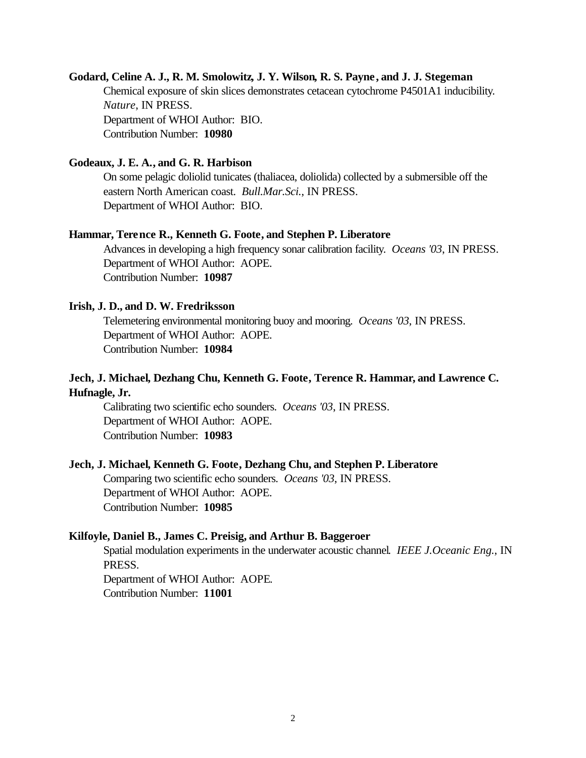**Godard, Celine A. J., R. M. Smolowitz, J. Y. Wilson, R. S. Payne, and J. J. Stegeman**

Chemical exposure of skin slices demonstrates cetacean cytochrome P4501A1 inducibility. *Nature*, IN PRESS.
Department of WHOI Author: BIO.
Contribution Number: **10980**

**Godeaux, J. E. A., and G. R. Harbison**

On some pelagic doliolid tunicates (thaliacea, doliolida) collected by a submersible off the eastern North American coast. *Bull.Mar.Sci.*, IN PRESS.
Department of WHOI Author: BIO.

**Hammar, Terence R., Kenneth G. Foote, and Stephen P. Liberatore**

Advances in developing a high frequency sonar calibration facility. *Oceans '03*, IN PRESS.
Department of WHOI Author: AOPE.
Contribution Number: **10987**

**Irish, J. D., and D. W. Fredriksson**

Telemetering environmental monitoring buoy and mooring. *Oceans '03*, IN PRESS.
Department of WHOI Author: AOPE.
Contribution Number: **10984**

**Jech, J. Michael, Dezhang Chu, Kenneth G. Foote, Terence R. Hammar, and Lawrence C. Hufnagle, Jr.**

Calibrating two scientific echo sounders. *Oceans '03*, IN PRESS.
Department of WHOI Author: AOPE.
Contribution Number: **10983**

**Jech, J. Michael, Kenneth G. Foote, Dezhang Chu, and Stephen P. Liberatore**

Comparing two scientific echo sounders. *Oceans '03*, IN PRESS.
Department of WHOI Author: AOPE.
Contribution Number: **10985**

**Kilfoyle, Daniel B., James C. Preisig, and Arthur B. Baggeroer**

Spatial modulation experiments in the underwater acoustic channel. *IEEE J.Oceanic Eng.*, IN PRESS.
Department of WHOI Author: AOPE.
Contribution Number: **11001**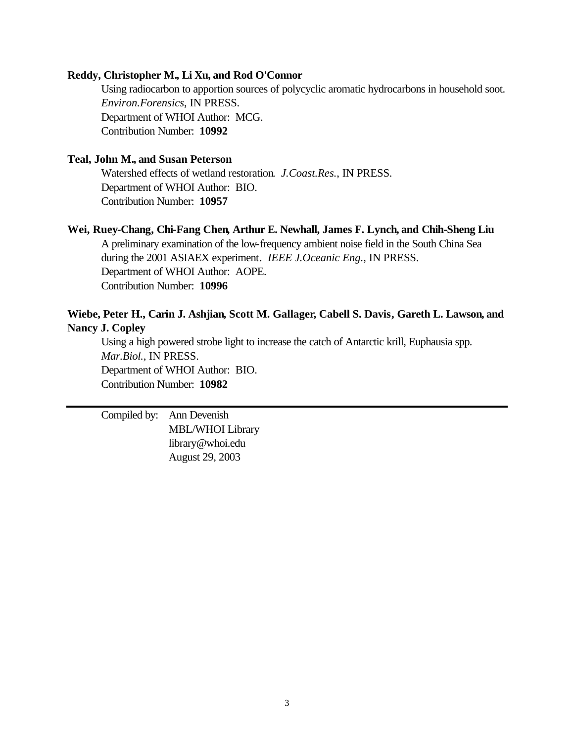**Reddy, Christopher M., Li Xu, and Rod O'Connor**

Using radiocarbon to apportion sources of polycyclic aromatic hydrocarbons in household soot. *Environ.Forensics*, IN PRESS.
Department of WHOI Author: MCG.
Contribution Number: **10992**

**Teal, John M., and Susan Peterson**

Watershed effects of wetland restoration. *J.Coast.Res.*, IN PRESS.
Department of WHOI Author: BIO.
Contribution Number: **10957**

**Wei, Ruey-Chang, Chi-Fang Chen, Arthur E. Newhall, James F. Lynch, and Chih-Sheng Liu**

A preliminary examination of the low-frequency ambient noise field in the South China Sea during the 2001 ASIAEX experiment. *IEEE J.Oceanic Eng.*, IN PRESS.
Department of WHOI Author: AOPE.
Contribution Number: **10996**

**Wiebe, Peter H., Carin J. Ashjian, Scott M. Gallager, Cabell S. Davis, Gareth L. Lawson, and Nancy J. Copley**

Using a high powered strobe light to increase the catch of Antarctic krill, Euphausia spp. *Mar.Biol.*, IN PRESS.
Department of WHOI Author: BIO.
Contribution Number: **10982**

---

Compiled by: Ann Devenish
MBL/WHOI Library
library@whoi.edu
August 29, 2003